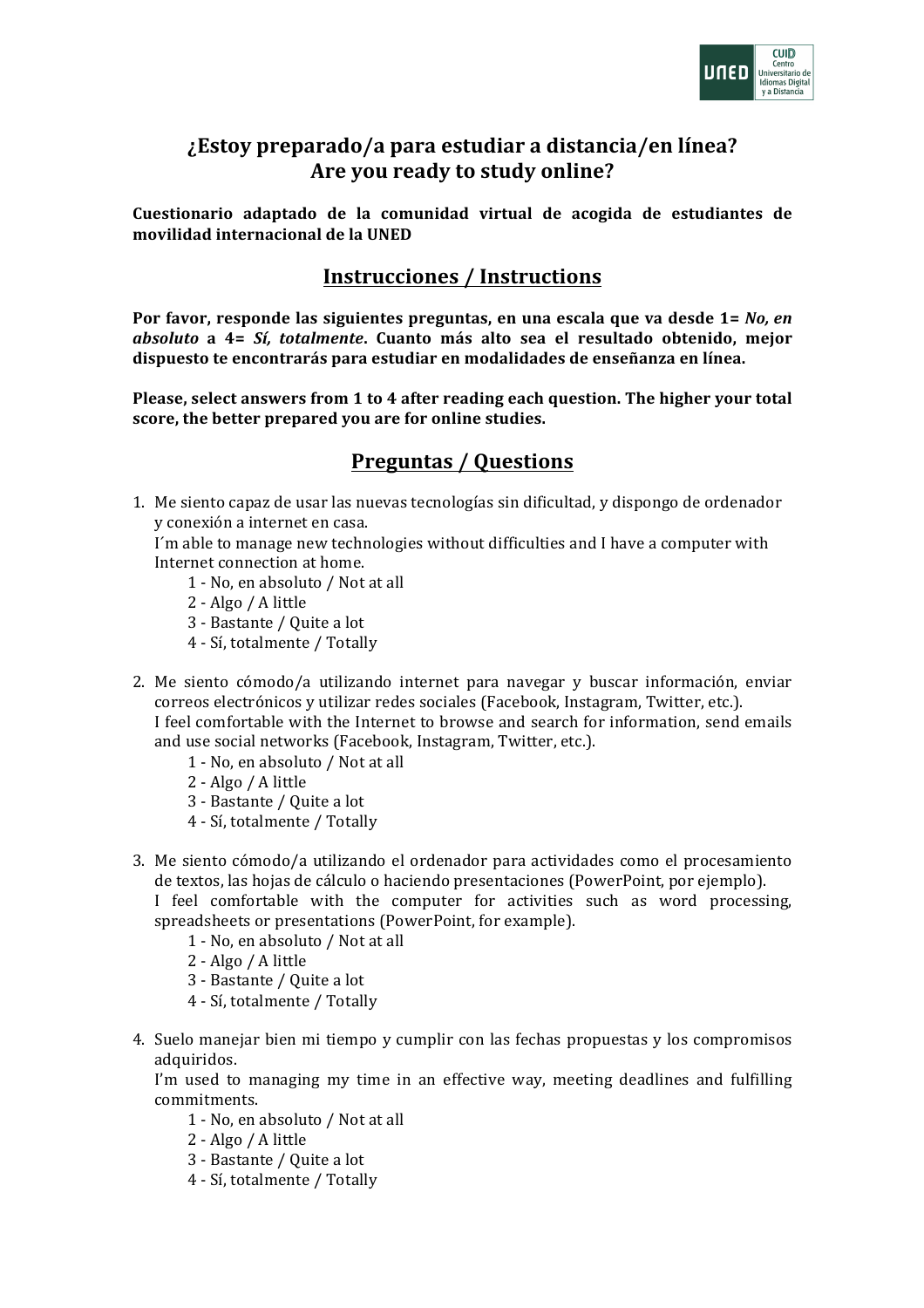# ¿Estoy preparado/a para estudiar a distancia/en línea?
# Are you ready to study online?

**Cuestionario adaptado de la comunidad virtual de acogida de estudiantes de movilidad internacional de la UNED**

## Instrucciones / Instructions

**Por favor, responde las siguientes preguntas, en una escala que va desde 1= *No, en absoluto* a 4= *Sí, totalmente*. Cuanto más alto sea el resultado obtenido, mejor dispuesto te encontrarás para estudiar en modalidades de enseñanza en línea.**

**Please, select answers from 1 to 4 after reading each question. The higher your total score, the better prepared you are for online studies.**

## Preguntas / Questions

1. Me siento capaz de usar las nuevas tecnologías sin dificultad, y dispongo de ordenador y conexión a internet en casa.
   I´m able to manage new technologies without difficulties and I have a computer with Internet connection at home.
   - 1 - No, en absoluto / Not at all
   - 2 - Algo / A little
   - 3 - Bastante / Quite a lot
   - 4 - Sí, totalmente / Totally

2. Me siento cómodo/a utilizando internet para navegar y buscar información, enviar correos electrónicos y utilizar redes sociales (Facebook, Instagram, Twitter, etc.).
   I feel comfortable with the Internet to browse and search for information, send emails and use social networks (Facebook, Instagram, Twitter, etc.).
   - 1 - No, en absoluto / Not at all
   - 2 - Algo / A little
   - 3 - Bastante / Quite a lot
   - 4 - Sí, totalmente / Totally

3. Me siento cómodo/a utilizando el ordenador para actividades como el procesamiento de textos, las hojas de cálculo o haciendo presentaciones (PowerPoint, por ejemplo).
   I feel comfortable with the computer for activities such as word processing, spreadsheets or presentations (PowerPoint, for example).
   - 1 - No, en absoluto / Not at all
   - 2 - Algo / A little
   - 3 - Bastante / Quite a lot
   - 4 - Sí, totalmente / Totally

4. Suelo manejar bien mi tiempo y cumplir con las fechas propuestas y los compromisos adquiridos.
   I'm used to managing my time in an effective way, meeting deadlines and fulfilling commitments.
   - 1 - No, en absoluto / Not at all
   - 2 - Algo / A little
   - 3 - Bastante / Quite a lot
   - 4 - Sí, totalmente / Totally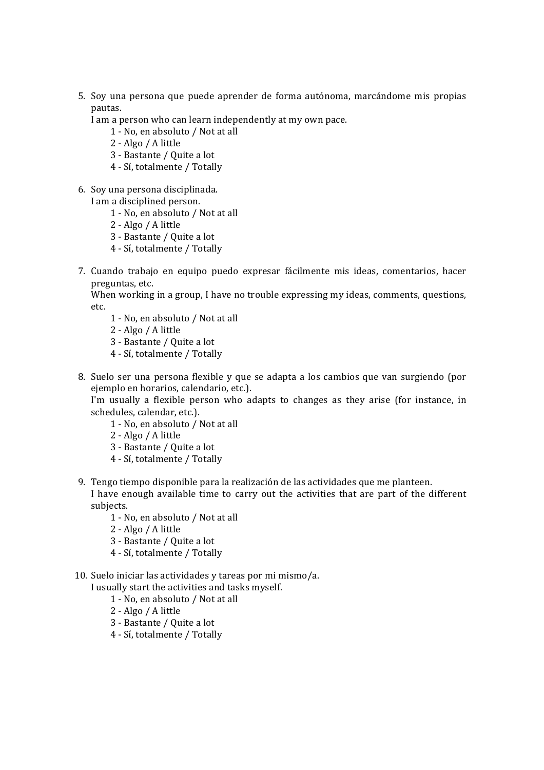5. Soy una persona que puede aprender de forma autónoma, marcándome mis propias pautas.
   I am a person who can learn independently at my own pace.
   - 1 - No, en absoluto / Not at all
   - 2 - Algo / A little
   - 3 - Bastante / Quite a lot
   - 4 - Sí, totalmente / Totally

6. Soy una persona disciplinada.
   I am a disciplined person.
   - 1 - No, en absoluto / Not at all
   - 2 - Algo / A little
   - 3 - Bastante / Quite a lot
   - 4 - Sí, totalmente / Totally

7. Cuando trabajo en equipo puedo expresar fácilmente mis ideas, comentarios, hacer preguntas, etc.
   When working in a group, I have no trouble expressing my ideas, comments, questions, etc.
   - 1 - No, en absoluto / Not at all
   - 2 - Algo / A little
   - 3 - Bastante / Quite a lot
   - 4 - Sí, totalmente / Totally

8. Suelo ser una persona flexible y que se adapta a los cambios que van surgiendo (por ejemplo en horarios, calendario, etc.).
   I'm usually a flexible person who adapts to changes as they arise (for instance, in schedules, calendar, etc.).
   - 1 - No, en absoluto / Not at all
   - 2 - Algo / A little
   - 3 - Bastante / Quite a lot
   - 4 - Sí, totalmente / Totally

9. Tengo tiempo disponible para la realización de las actividades que me planteen.
   I have enough available time to carry out the activities that are part of the different subjects.
   - 1 - No, en absoluto / Not at all
   - 2 - Algo / A little
   - 3 - Bastante / Quite a lot
   - 4 - Sí, totalmente / Totally

10. Suelo iniciar las actividades y tareas por mi mismo/a.
    I usually start the activities and tasks myself.
    - 1 - No, en absoluto / Not at all
    - 2 - Algo / A little
    - 3 - Bastante / Quite a lot
    - 4 - Sí, totalmente / Totally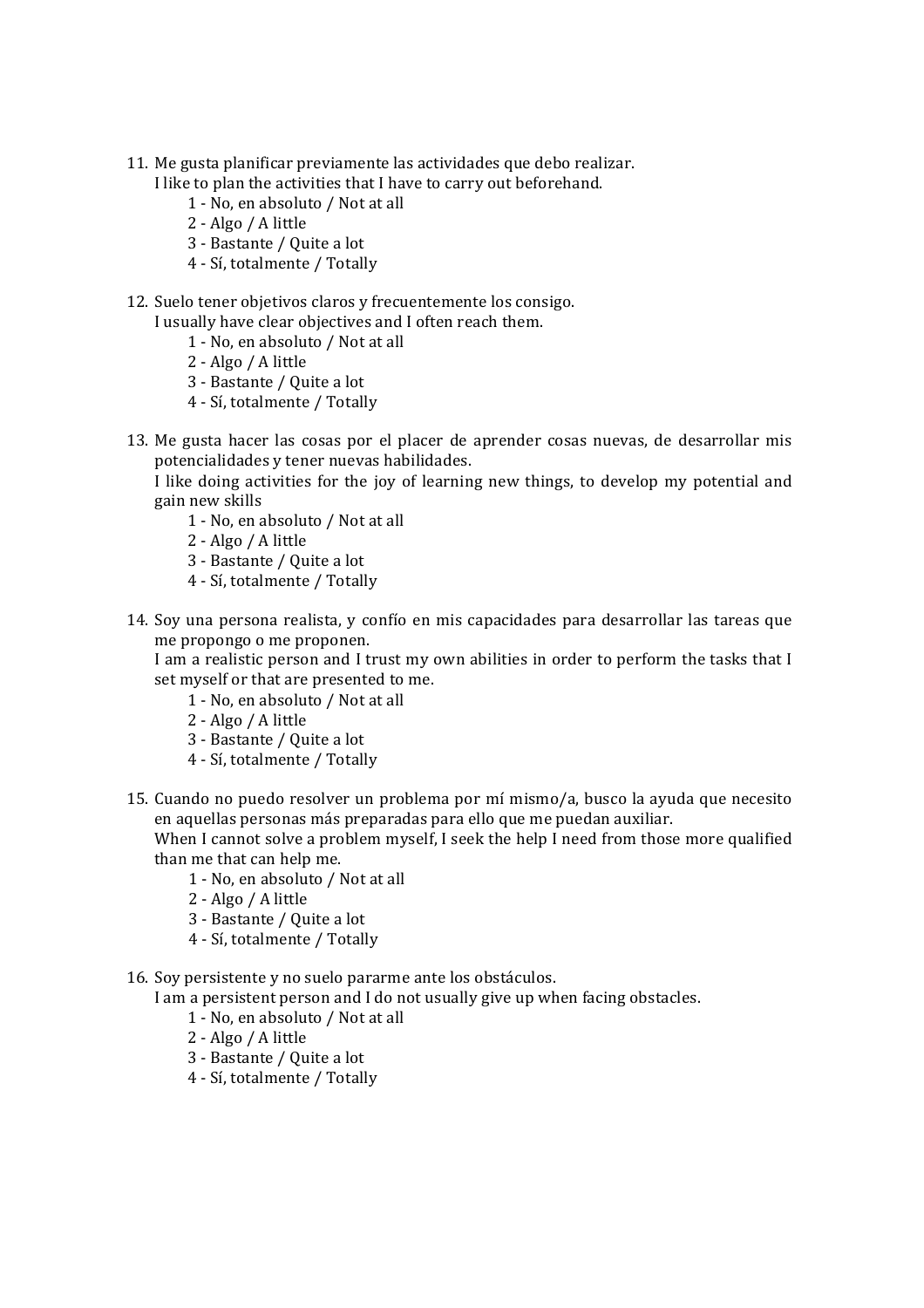11. Me gusta planificar previamente las actividades que debo realizar.
    I like to plan the activities that I have to carry out beforehand.
    1 - No, en absoluto / Not at all
    2 - Algo / A little
    3 - Bastante / Quite a lot
    4 - Sí, totalmente / Totally

12. Suelo tener objetivos claros y frecuentemente los consigo.
    I usually have clear objectives and I often reach them.
    1 - No, en absoluto / Not at all
    2 - Algo / A little
    3 - Bastante / Quite a lot
    4 - Sí, totalmente / Totally

13. Me gusta hacer las cosas por el placer de aprender cosas nuevas, de desarrollar mis potencialidades y tener nuevas habilidades.
    I like doing activities for the joy of learning new things, to develop my potential and gain new skills
    1 - No, en absoluto / Not at all
    2 - Algo / A little
    3 - Bastante / Quite a lot
    4 - Sí, totalmente / Totally

14. Soy una persona realista, y confío en mis capacidades para desarrollar las tareas que me propongo o me proponen.
    I am a realistic person and I trust my own abilities in order to perform the tasks that I set myself or that are presented to me.
    1 - No, en absoluto / Not at all
    2 - Algo / A little
    3 - Bastante / Quite a lot
    4 - Sí, totalmente / Totally

15. Cuando no puedo resolver un problema por mí mismo/a, busco la ayuda que necesito en aquellas personas más preparadas para ello que me puedan auxiliar.
    When I cannot solve a problem myself, I seek the help I need from those more qualified than me that can help me.
    1 - No, en absoluto / Not at all
    2 - Algo / A little
    3 - Bastante / Quite a lot
    4 - Sí, totalmente / Totally

16. Soy persistente y no suelo pararme ante los obstáculos.
    I am a persistent person and I do not usually give up when facing obstacles.
    1 - No, en absoluto / Not at all
    2 - Algo / A little
    3 - Bastante / Quite a lot
    4 - Sí, totalmente / Totally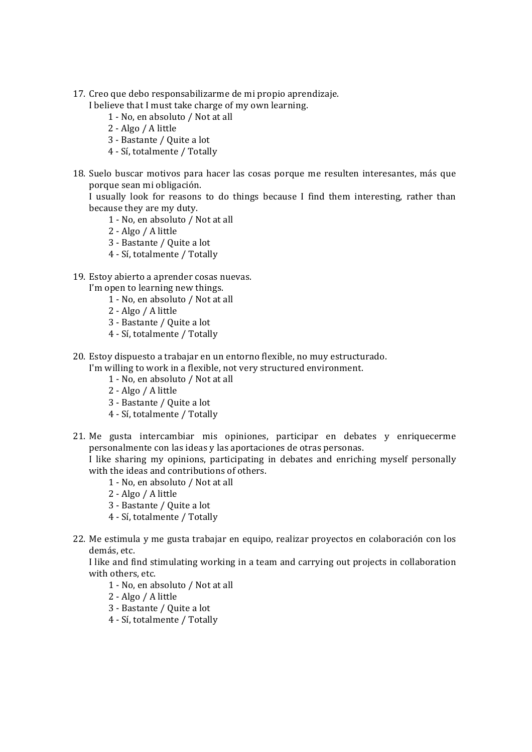17. Creo que debo responsabilizarme de mi propio aprendizaje.
    I believe that I must take charge of my own learning.
    - 1 - No, en absoluto / Not at all
    - 2 - Algo / A little
    - 3 - Bastante / Quite a lot
    - 4 - Sí, totalmente / Totally

18. Suelo buscar motivos para hacer las cosas porque me resulten interesantes, más que porque sean mi obligación.
    I usually look for reasons to do things because I find them interesting, rather than because they are my duty.
    - 1 - No, en absoluto / Not at all
    - 2 - Algo / A little
    - 3 - Bastante / Quite a lot
    - 4 - Sí, totalmente / Totally

19. Estoy abierto a aprender cosas nuevas.
    I'm open to learning new things.
    - 1 - No, en absoluto / Not at all
    - 2 - Algo / A little
    - 3 - Bastante / Quite a lot
    - 4 - Sí, totalmente / Totally

20. Estoy dispuesto a trabajar en un entorno flexible, no muy estructurado.
    I'm willing to work in a flexible, not very structured environment.
    - 1 - No, en absoluto / Not at all
    - 2 - Algo / A little
    - 3 - Bastante / Quite a lot
    - 4 - Sí, totalmente / Totally

21. Me gusta intercambiar mis opiniones, participar en debates y enriquecerme personalmente con las ideas y las aportaciones de otras personas.
    I like sharing my opinions, participating in debates and enriching myself personally with the ideas and contributions of others.
    - 1 - No, en absoluto / Not at all
    - 2 - Algo / A little
    - 3 - Bastante / Quite a lot
    - 4 - Sí, totalmente / Totally

22. Me estimula y me gusta trabajar en equipo, realizar proyectos en colaboración con los demás, etc.
    I like and find stimulating working in a team and carrying out projects in collaboration with others, etc.
    - 1 - No, en absoluto / Not at all
    - 2 - Algo / A little
    - 3 - Bastante / Quite a lot
    - 4 - Sí, totalmente / Totally